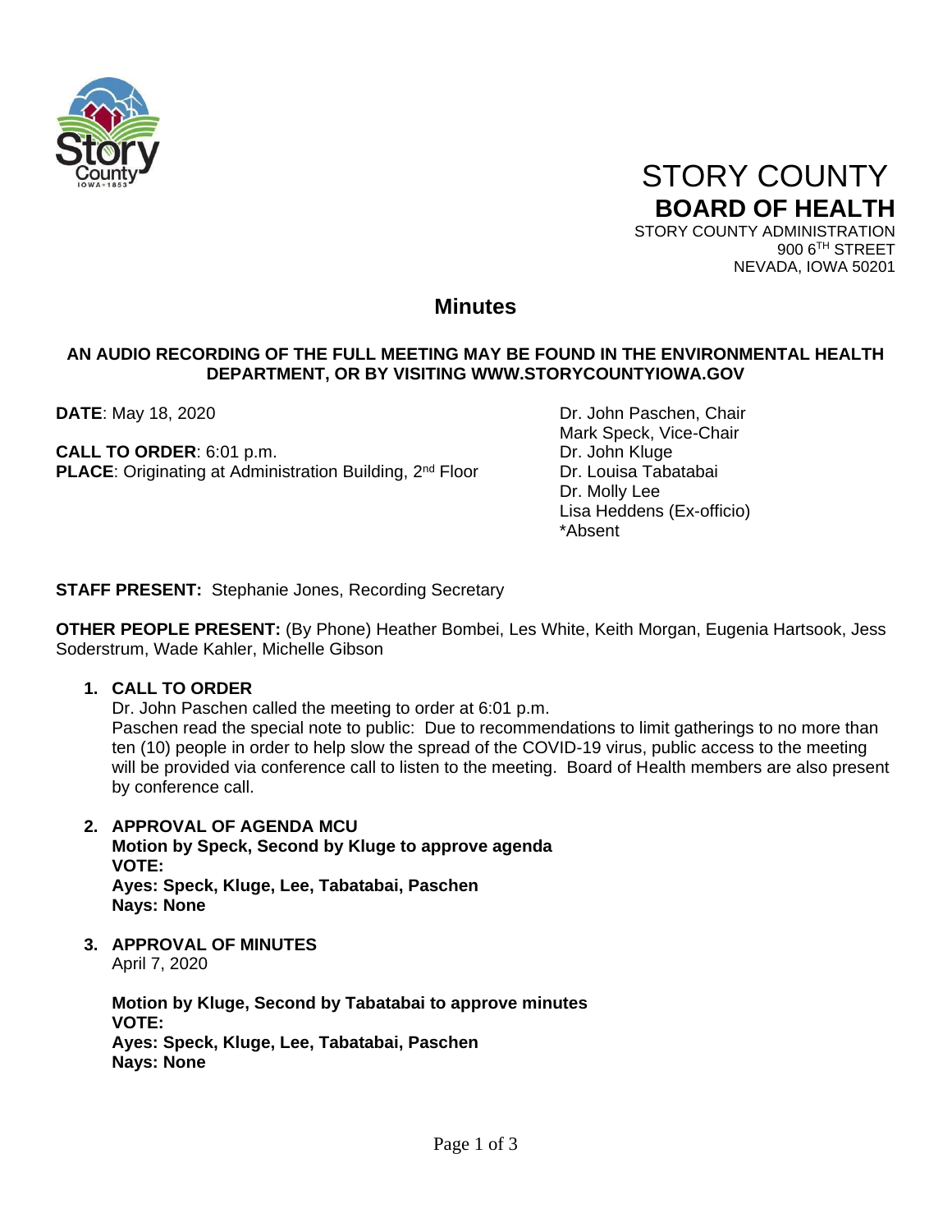# STORY COUNTY
## BOARD OF HEALTH

STORY COUNTY ADMINISTRATION
900 6TH STREET
NEVADA, IOWA 50201

## Minutes

**AN AUDIO RECORDING OF THE FULL MEETING MAY BE FOUND IN THE ENVIRONMENTAL HEALTH DEPARTMENT, OR BY VISITING WWW.STORYCOUNTYIOWA.GOV**

**DATE**: May 18, 2020

**CALL TO ORDER**: 6:01 p.m.
**PLACE**: Originating at Administration Building, 2nd Floor

Dr. John Paschen, Chair
Mark Speck, Vice-Chair
Dr. John Kluge
Dr. Louisa Tabatabai
Dr. Molly Lee
Lisa Heddens (Ex-officio)
*Absent

**STAFF PRESENT:** Stephanie Jones, Recording Secretary

**OTHER PEOPLE PRESENT:** (By Phone) Heather Bombei, Les White, Keith Morgan, Eugenia Hartsook, Jess Soderstrum, Wade Kahler, Michelle Gibson

1. **CALL TO ORDER**
   Dr. John Paschen called the meeting to order at 6:01 p.m.
   Paschen read the special note to public: Due to recommendations to limit gatherings to no more than ten (10) people in order to help slow the spread of the COVID-19 virus, public access to the meeting will be provided via conference call to listen to the meeting. Board of Health members are also present by conference call.

2. **APPROVAL OF AGENDA MCU**
   **Motion by Speck, Second by Kluge to approve agenda**
   **VOTE:**
   **Ayes: Speck, Kluge, Lee, Tabatabai, Paschen**
   **Nays: None**

3. **APPROVAL OF MINUTES**
   April 7, 2020

   **Motion by Kluge, Second by Tabatabai to approve minutes**
   **VOTE:**
   **Ayes: Speck, Kluge, Lee, Tabatabai, Paschen**
   **Nays: None**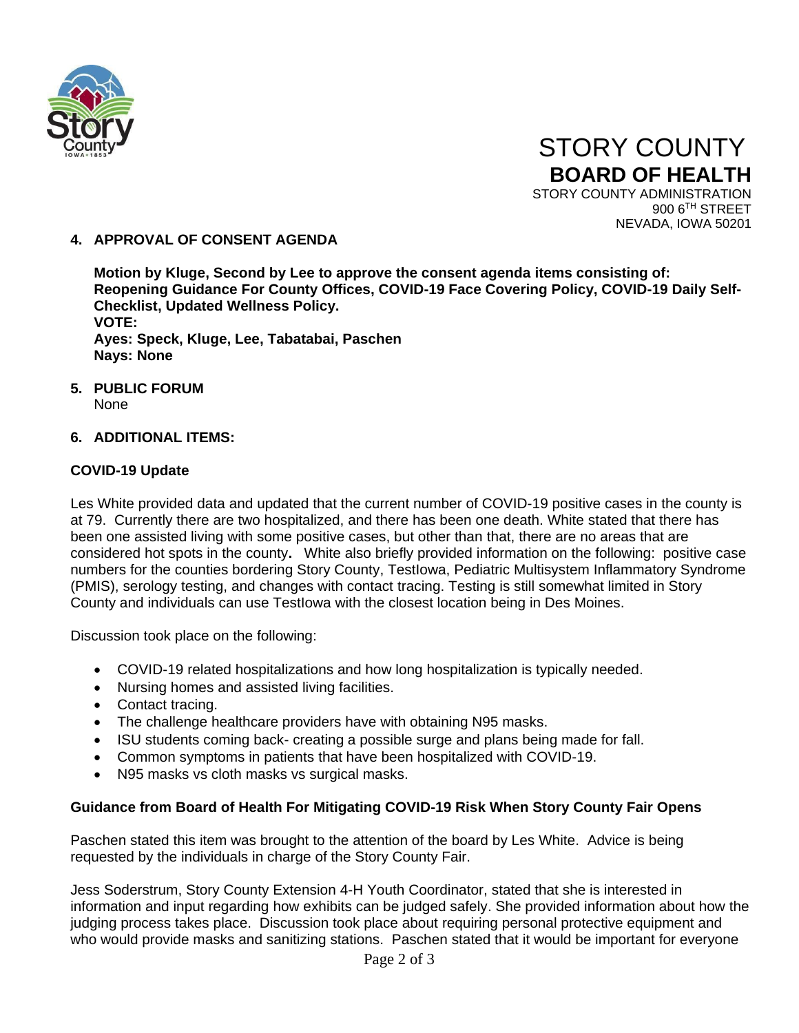## 4. APPROVAL OF CONSENT AGENDA

**Motion by Kluge, Second by Lee to approve the consent agenda items consisting of: Reopening Guidance For County Offices, COVID-19 Face Covering Policy, COVID-19 Daily Self-Checklist, Updated Wellness Policy.**
**VOTE:**
**Ayes: Speck, Kluge, Lee, Tabatabai, Paschen**
**Nays: None**

## 5. PUBLIC FORUM

None

## 6. ADDITIONAL ITEMS:

### COVID-19 Update

Les White provided data and updated that the current number of COVID-19 positive cases in the county is at 79. Currently there are two hospitalized, and there has been one death. White stated that there has been one assisted living with some positive cases, but other than that, there are no areas that are considered hot spots in the county. White also briefly provided information on the following: positive case numbers for the counties bordering Story County, TestIowa, Pediatric Multisystem Inflammatory Syndrome (PMIS), serology testing, and changes with contact tracing. Testing is still somewhat limited in Story County and individuals can use TestIowa with the closest location being in Des Moines.

Discussion took place on the following:

- COVID-19 related hospitalizations and how long hospitalization is typically needed.
- Nursing homes and assisted living facilities.
- Contact tracing.
- The challenge healthcare providers have with obtaining N95 masks.
- ISU students coming back- creating a possible surge and plans being made for fall.
- Common symptoms in patients that have been hospitalized with COVID-19.
- N95 masks vs cloth masks vs surgical masks.

### Guidance from Board of Health For Mitigating COVID-19 Risk When Story County Fair Opens

Paschen stated this item was brought to the attention of the board by Les White. Advice is being requested by the individuals in charge of the Story County Fair.

Jess Soderstrum, Story County Extension 4-H Youth Coordinator, stated that she is interested in information and input regarding how exhibits can be judged safely. She provided information about how the judging process takes place. Discussion took place about requiring personal protective equipment and who would provide masks and sanitizing stations. Paschen stated that it would be important for everyone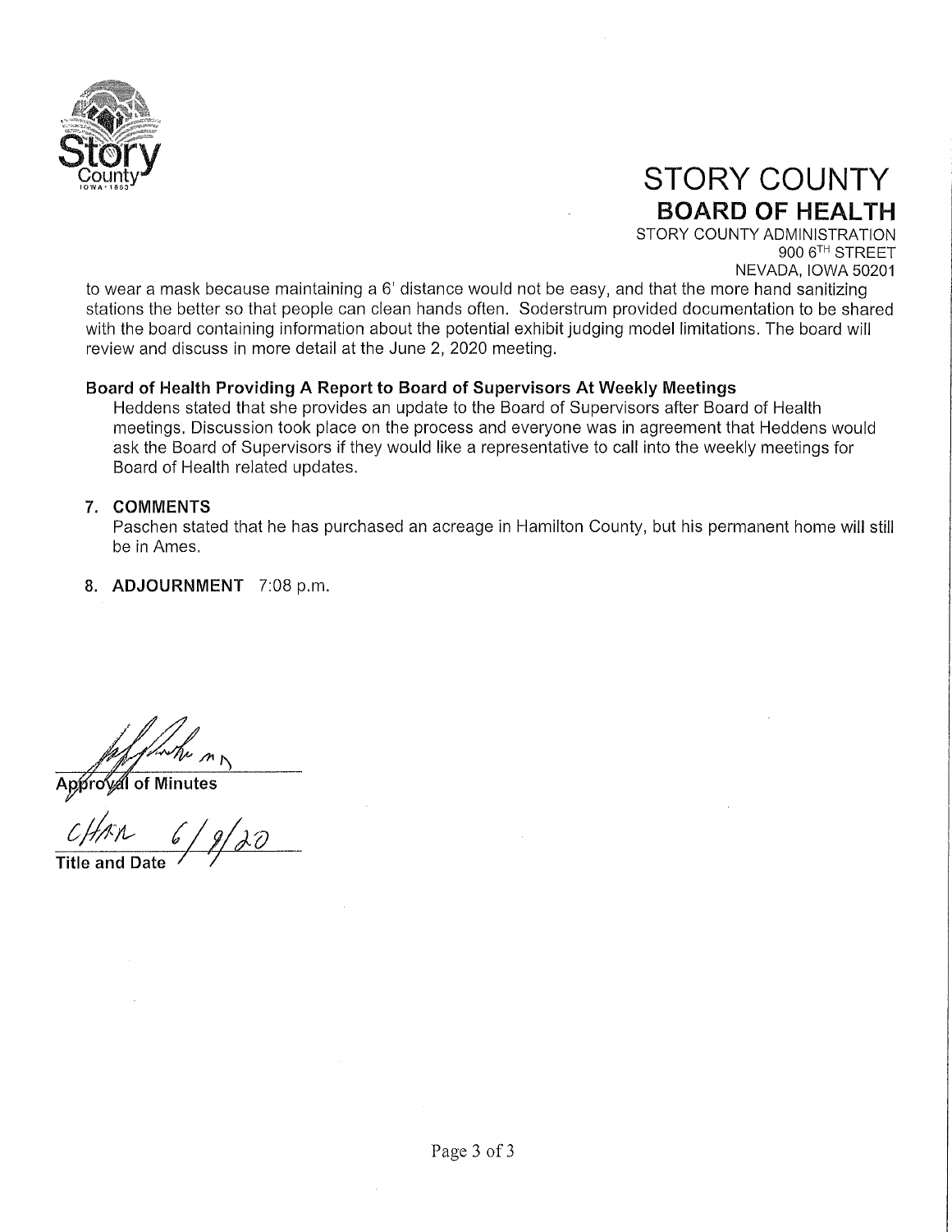to wear a mask because maintaining a 6' distance would not be easy, and that the more hand sanitizing stations the better so that people can clean hands often. Soderstrum provided documentation to be shared with the board containing information about the potential exhibit judging model limitations. The board will review and discuss in more detail at the June 2, 2020 meeting.

**Board of Health Providing A Report to Board of Supervisors At Weekly Meetings**

Heddens stated that she provides an update to the Board of Supervisors after Board of Health meetings. Discussion took place on the process and everyone was in agreement that Heddens would ask the Board of Supervisors if they would like a representative to call into the weekly meetings for Board of Health related updates.

7. **COMMENTS**

   Paschen stated that he has purchased an acreage in Hamilton County, but his permanent home will still be in Ames.

8. **ADJOURNMENT** 7:08 p.m.

**Approval of Minutes**

CHAIR 6/9/20
**Title and Date**